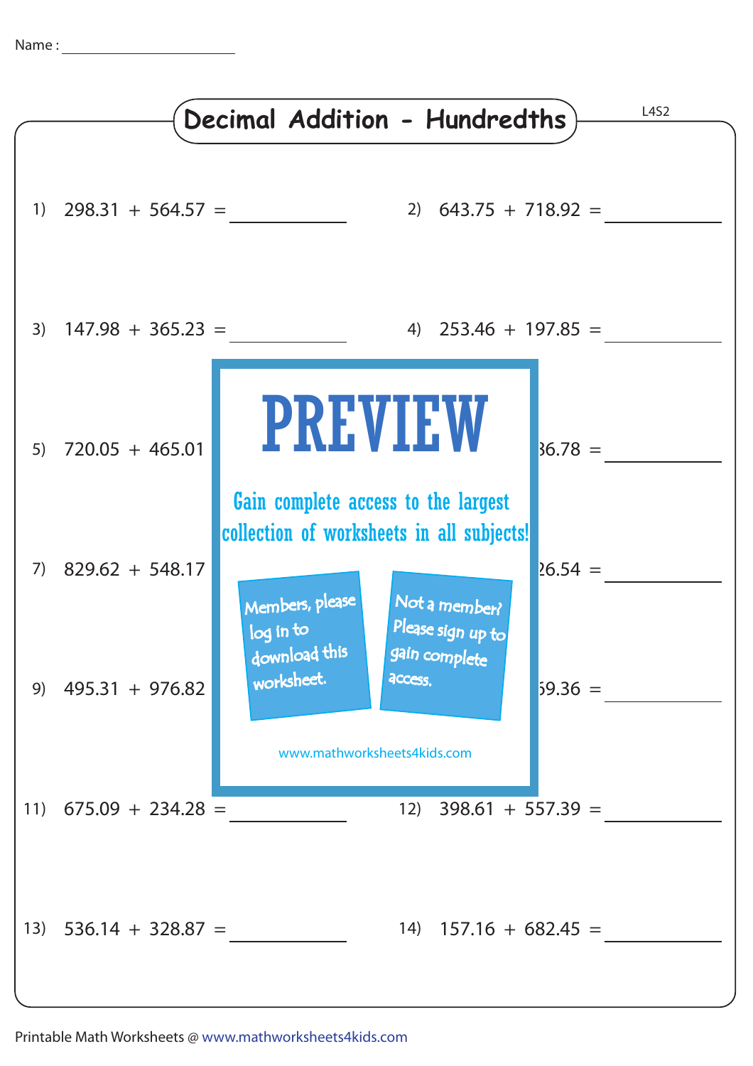Name : ____________________

# Decimal Addition - Hundredths

L4S2

1) 298.31 + 564.57 = ________

2) 643.75 + 718.92 = ________

3) 147.98 + 365.23 = ________

4) 253.46 + 197.85 = ________

5) 720.05 + 465.01

6) 36.78 = ________

7) 829.62 + 548.17

8) 26.54 = ________

9) 495.31 + 976.82

10) 59.36 = ________

11) 675.09 + 234.28 = ________

12) 398.61 + 557.39 = ________

13) 536.14 + 328.87 = ________

14) 157.16 + 682.45 = ________

PREVIEW

Gain complete access to the largest collection of worksheets in all subjects!

Members, please log in to download this worksheet.

Not a member? Please sign up to gain complete access.

www.mathworksheets4kids.com

Printable Math Worksheets @ www.mathworksheets4kids.com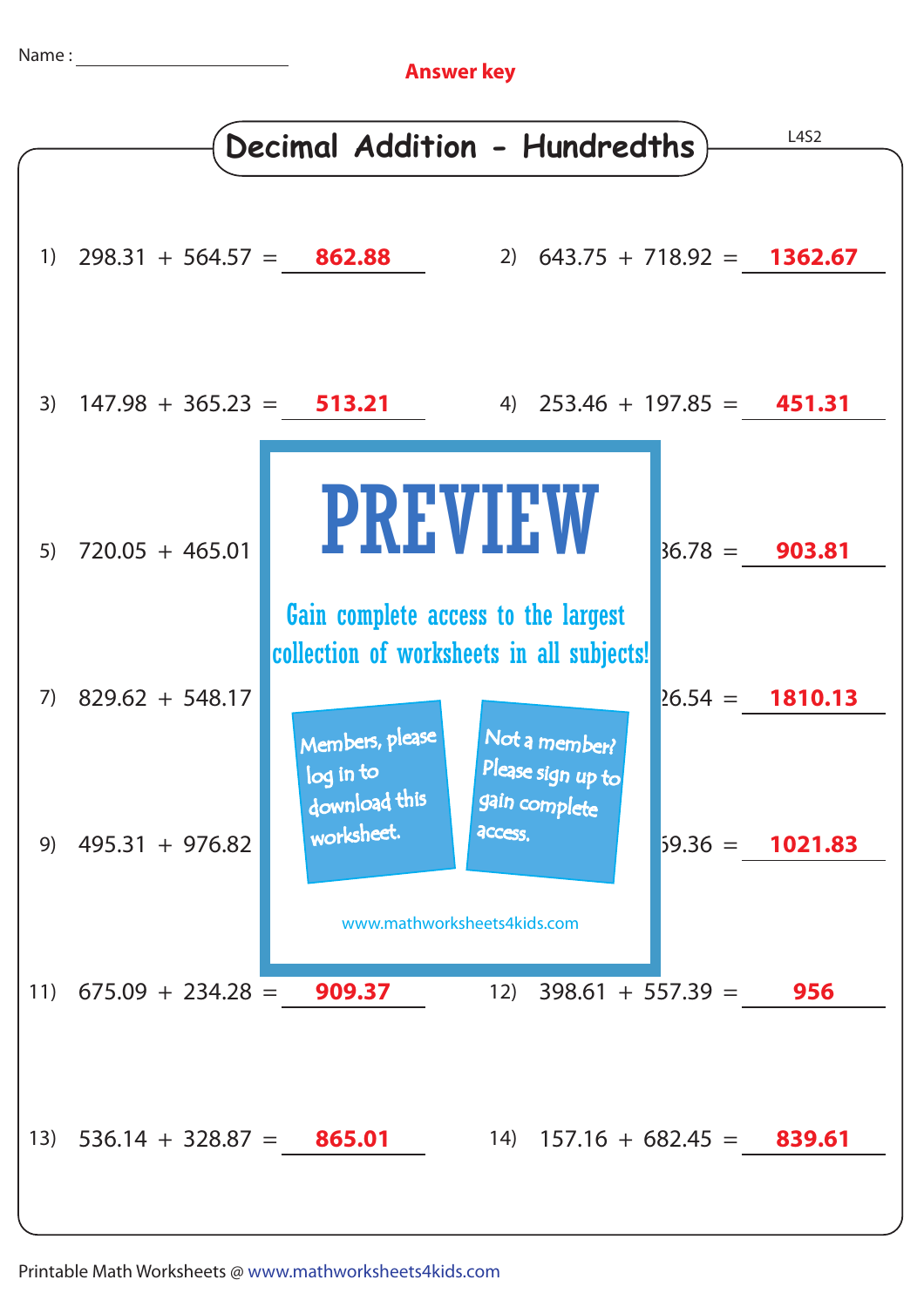Name : ____________________

**Answer key**

# Decimal Addition - Hundredths

L4S2

1) $298.31 + 564.57 =$ **862.88**

2) $643.75 + 718.92 =$ **1362.67**

3) $147.98 + 365.23 =$ **513.21**

4) $253.46 + 197.85 =$ **451.31**

5) $720.05 + 465.01$

6) 36.78 = **903.81**

**PREVIEW**

Gain complete access to the largest collection of worksheets in all subjects!

7) $829.62 + 548.17$

8) 26.54 = **1810.13**

Members, please log in to download this worksheet.

Not a member? Please sign up to gain complete access.

9) $495.31 + 976.82$

10) 59.36 = **1021.83**

www.mathworksheets4kids.com

11) $675.09 + 234.28 =$ **909.37**

12) $398.61 + 557.39 =$ **956**

13) $536.14 + 328.87 =$ **865.01**

14) $157.16 + 682.45 =$ **839.61**

Printable Math Worksheets @ www.mathworksheets4kids.com